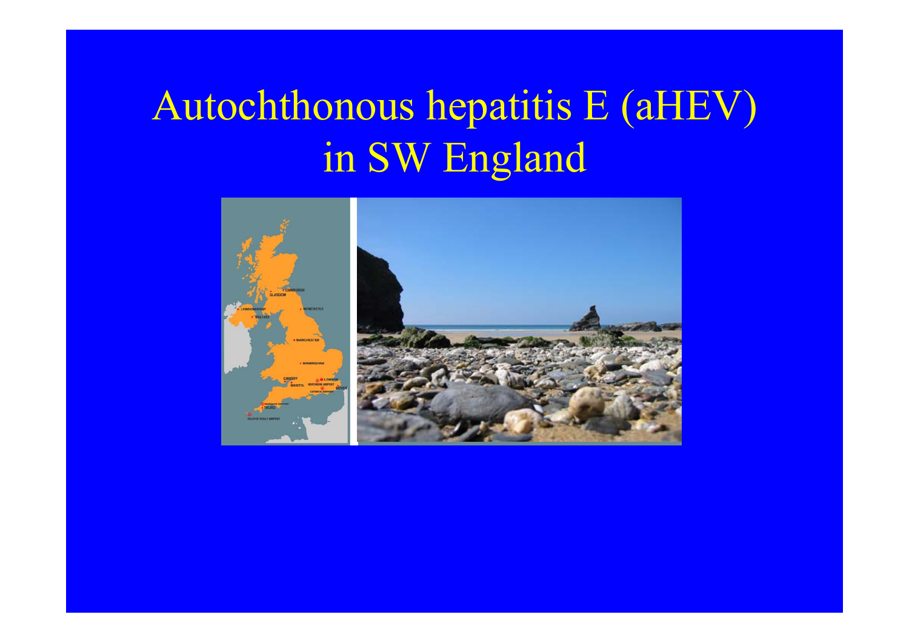# Autochthonous hepatitis E (aHEV) in SW England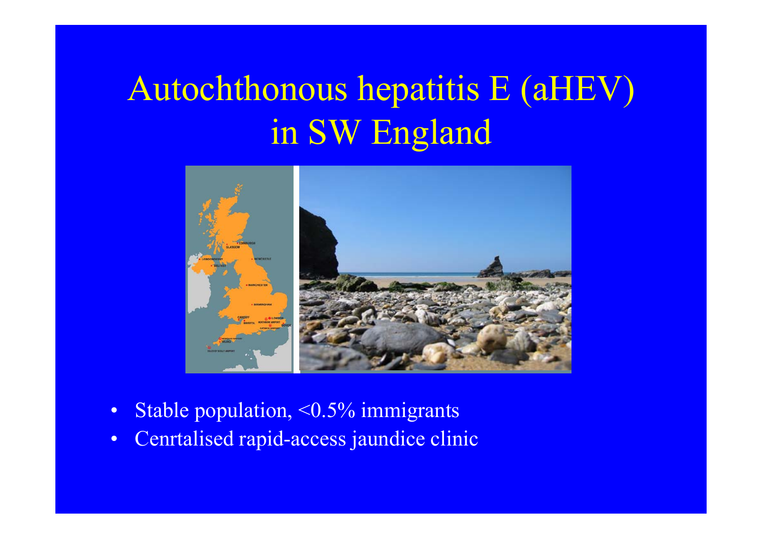# Autochthonous hepatitis E (aHEV) in SW England

- Stable population, <0.5% immigrants
- Cenrtalised rapid-access jaundice clinic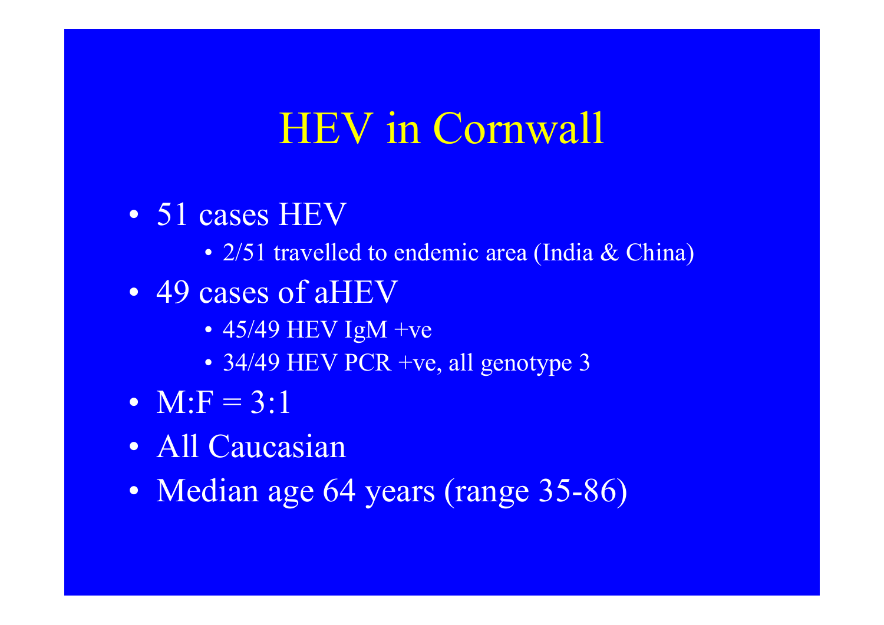# HEV in Cornwall

- 51 cases HEV
  - 2/51 travelled to endemic area (India & China)
- 49 cases of aHEV
  - 45/49 HEV IgM +ve
  - 34/49 HEV PCR +ve, all genotype 3
- M:F = 3:1
- All Caucasian
- Median age 64 years (range 35-86)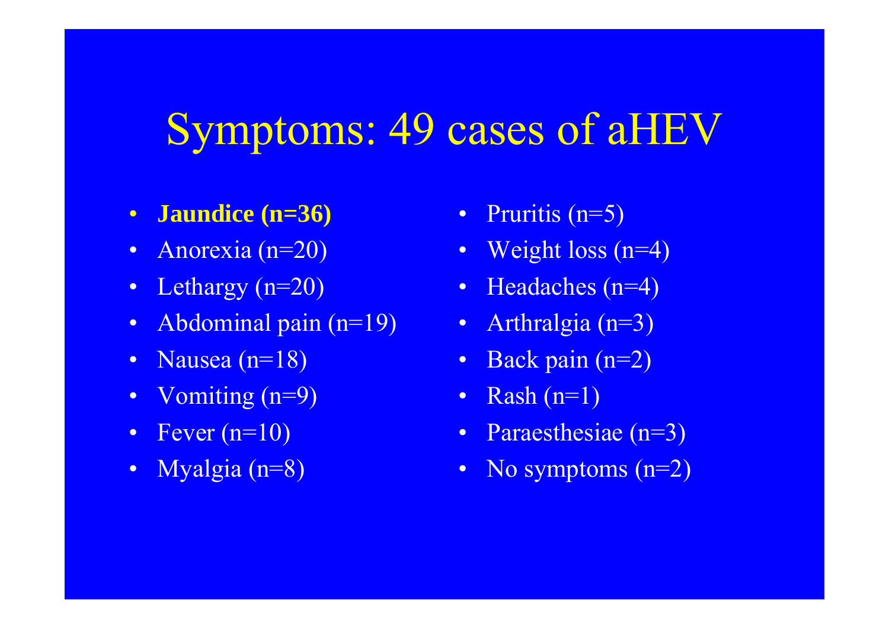# Symptoms: 49 cases of aHEV

- **Jaundice (n=36)**
- Anorexia (n=20)
- Lethargy (n=20)
- Abdominal pain (n=19)
- Nausea (n=18)
- Vomiting (n=9)
- Fever (n=10)
- Myalgia (n=8)
- Pruritis (n=5)
- Weight loss (n=4)
- Headaches (n=4)
- Arthralgia (n=3)
- Back pain (n=2)
- Rash (n=1)
- Paraesthesiae (n=3)
- No symptoms (n=2)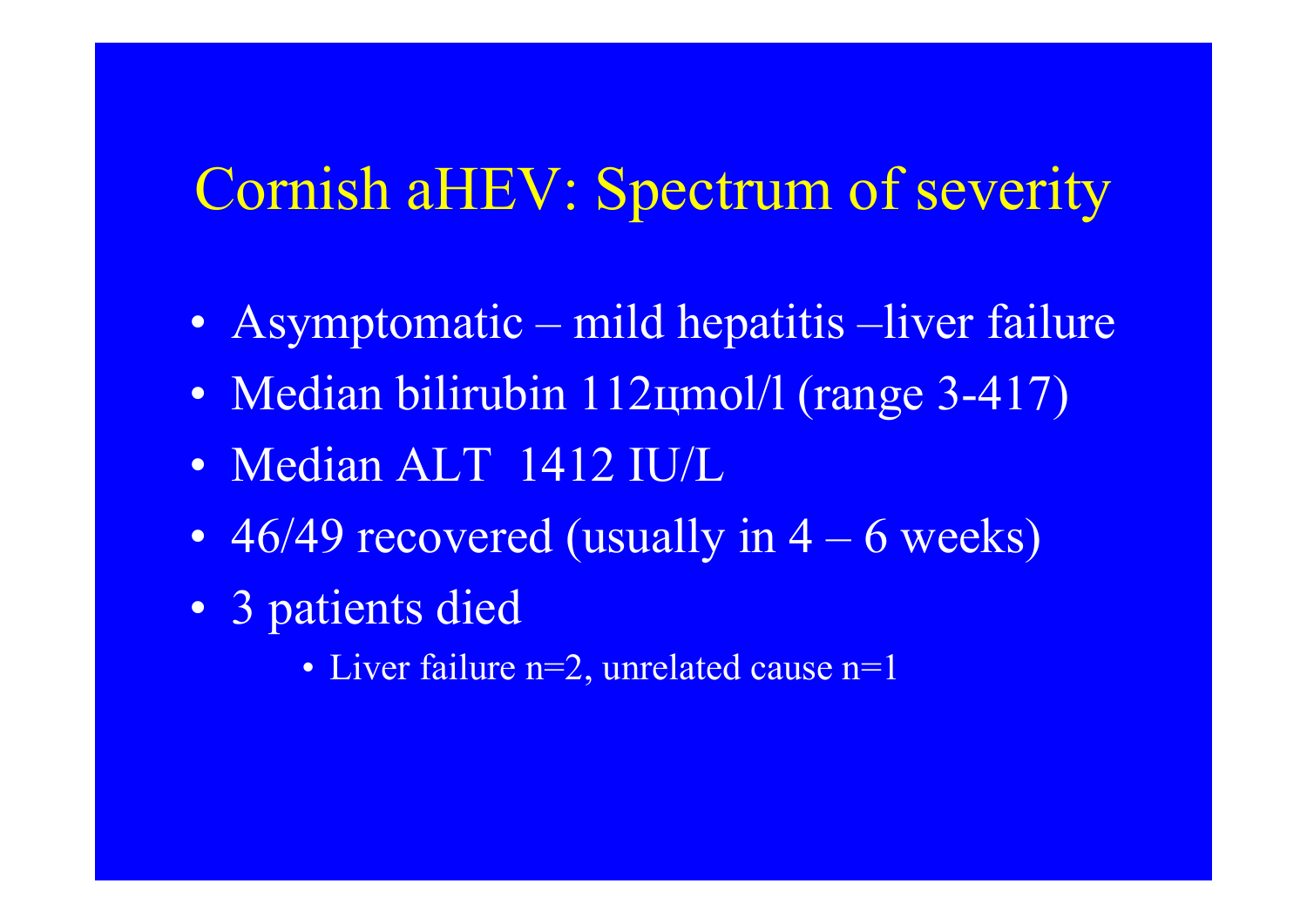# Cornish aHEV: Spectrum of severity

- Asymptomatic – mild hepatitis –liver failure
- Median bilirubin 112цmol/l (range 3-417)
- Median ALT 1412 IU/L
- 46/49 recovered (usually in 4 – 6 weeks)
- 3 patients died
  - Liver failure n=2, unrelated cause n=1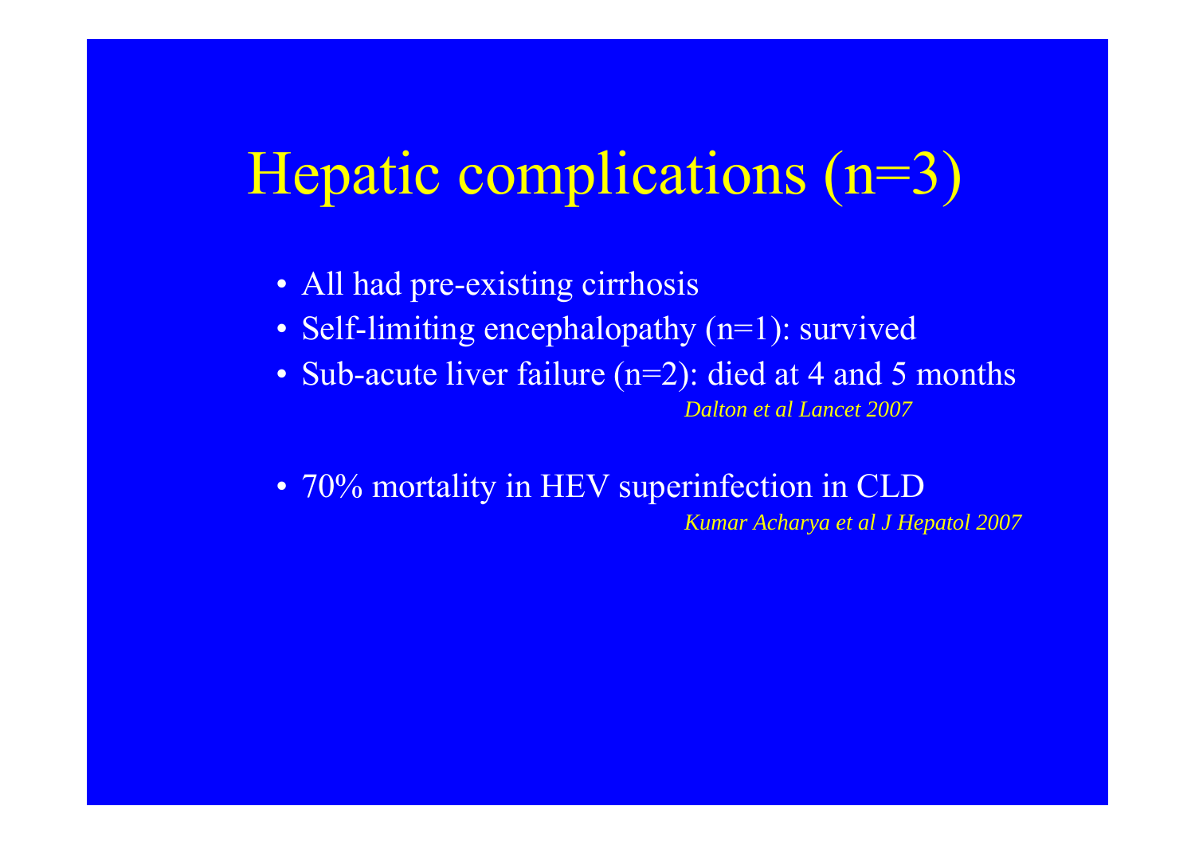# Hepatic complications (n=3)

- All had pre-existing cirrhosis
- Self-limiting encephalopathy (n=1): survived
- Sub-acute liver failure (n=2): died at 4 and 5 months

*Dalton et al Lancet 2007*

- 70% mortality in HEV superinfection in CLD

*Kumar Acharya et al J Hepatol 2007*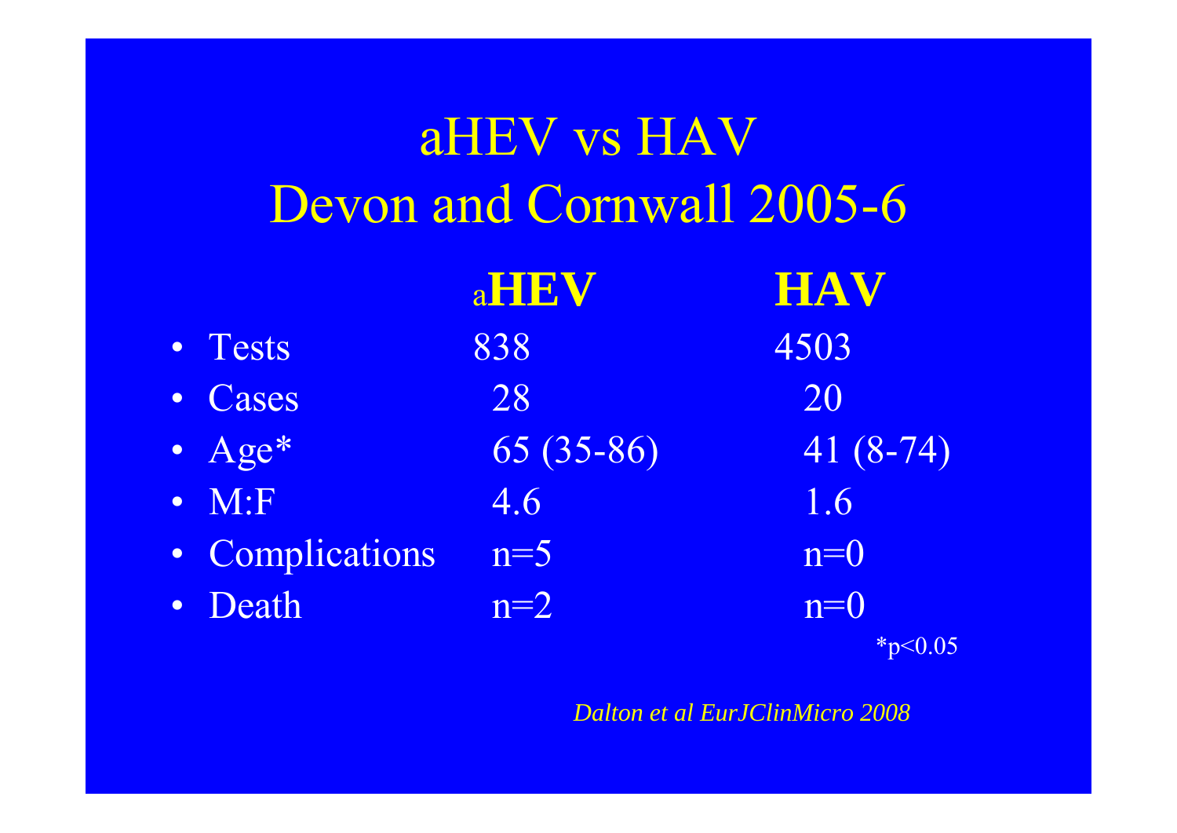# aHEV vs HAV
# Devon and Cornwall 2005-6

| | aHEV | HAV |
|---|---|---|
| Tests | 838 | 4503 |
| Cases | 28 | 20 |
| Age* | 65 (35-86) | 41 (8-74) |
| M:F | 4.6 | 1.6 |
| Complications | n=5 | n=0 |
| Death | n=2 | n=0 |

*$p<0.05$

*Dalton et al EurJClinMicro 2008*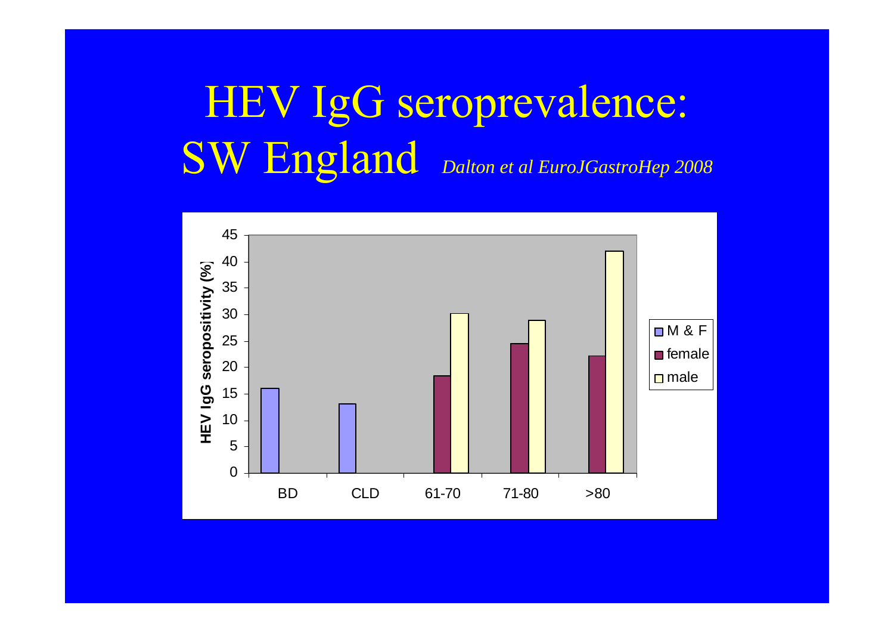# HEV IgG seroprevalence: SW England

*Dalton et al EuroJGastroHep 2008*

| | M & F | female | male |
|---|---|---|---|
| BD | 16 | | |
| CLD | 13 | | |
| 61-70 | | 18.3 | 30.2 |
| 71-80 | | 24.5 | 28.8 |
| >80 | | 22.1 | 42 |

HEV IgG seropositivity (%)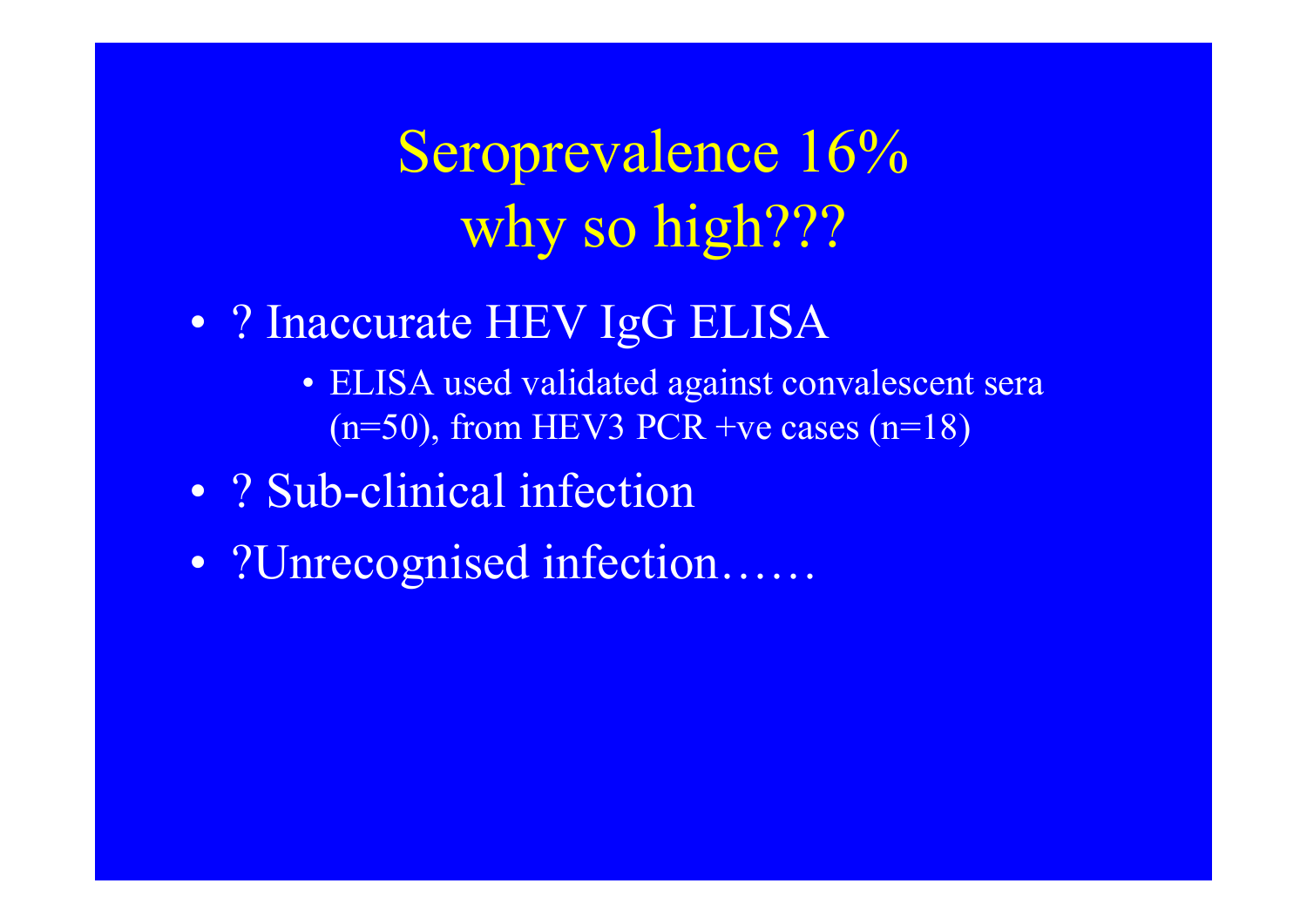# Seroprevalence 16% why so high???

- ? Inaccurate HEV IgG ELISA
    - ELISA used validated against convalescent sera (n=50), from HEV3 PCR +ve cases (n=18)
- ? Sub-clinical infection
- ?Unrecognised infection……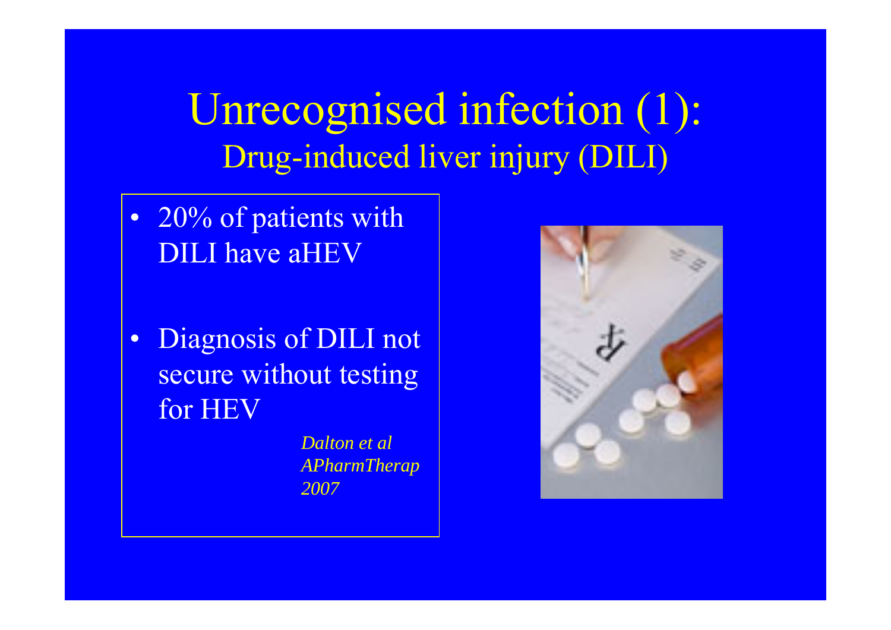# Unrecognised infection (1):
## Drug-induced liver injury (DILI)

- 20% of patients with DILI have aHEV
- Diagnosis of DILI not secure without testing for HEV

*Dalton et al APharmTherap 2007*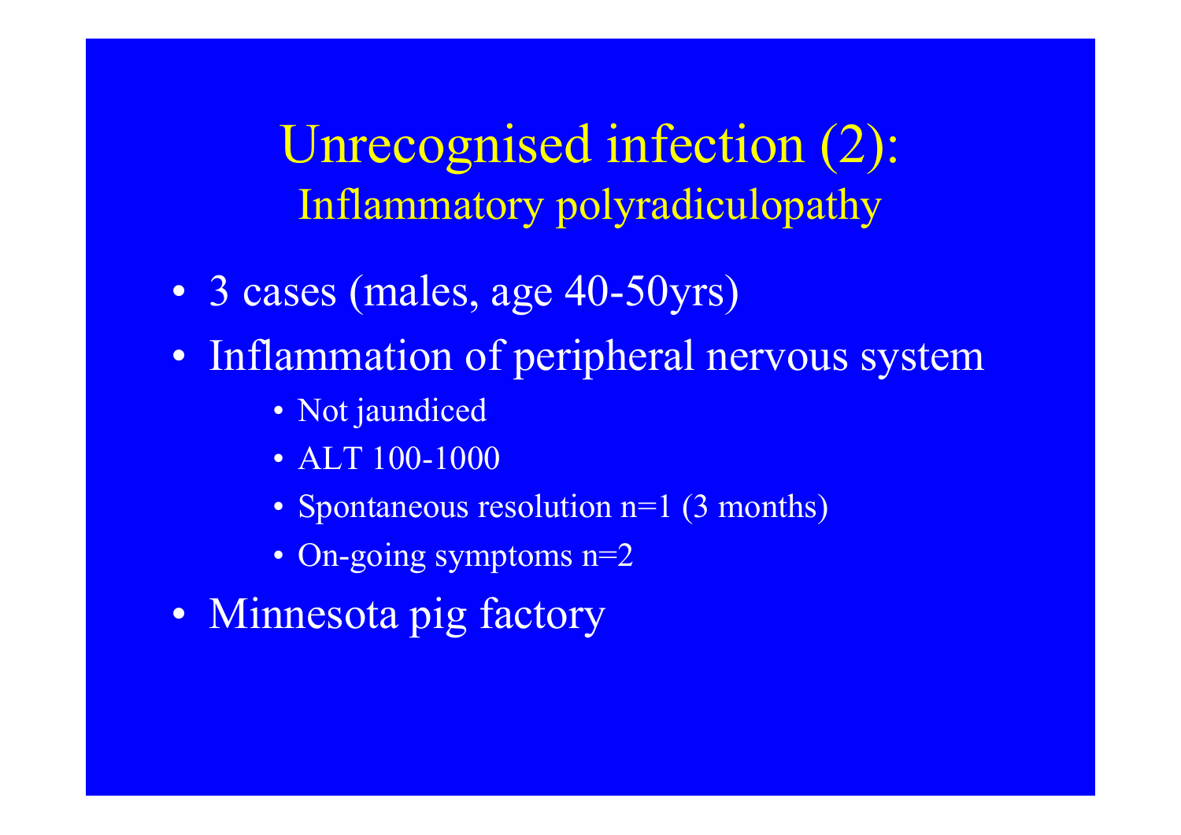# Unrecognised infection (2):
## Inflammatory polyradiculopathy

- 3 cases (males, age 40-50yrs)
- Inflammation of peripheral nervous system
  - Not jaundiced
  - ALT 100-1000
  - Spontaneous resolution n=1 (3 months)
  - On-going symptoms n=2
- Minnesota pig factory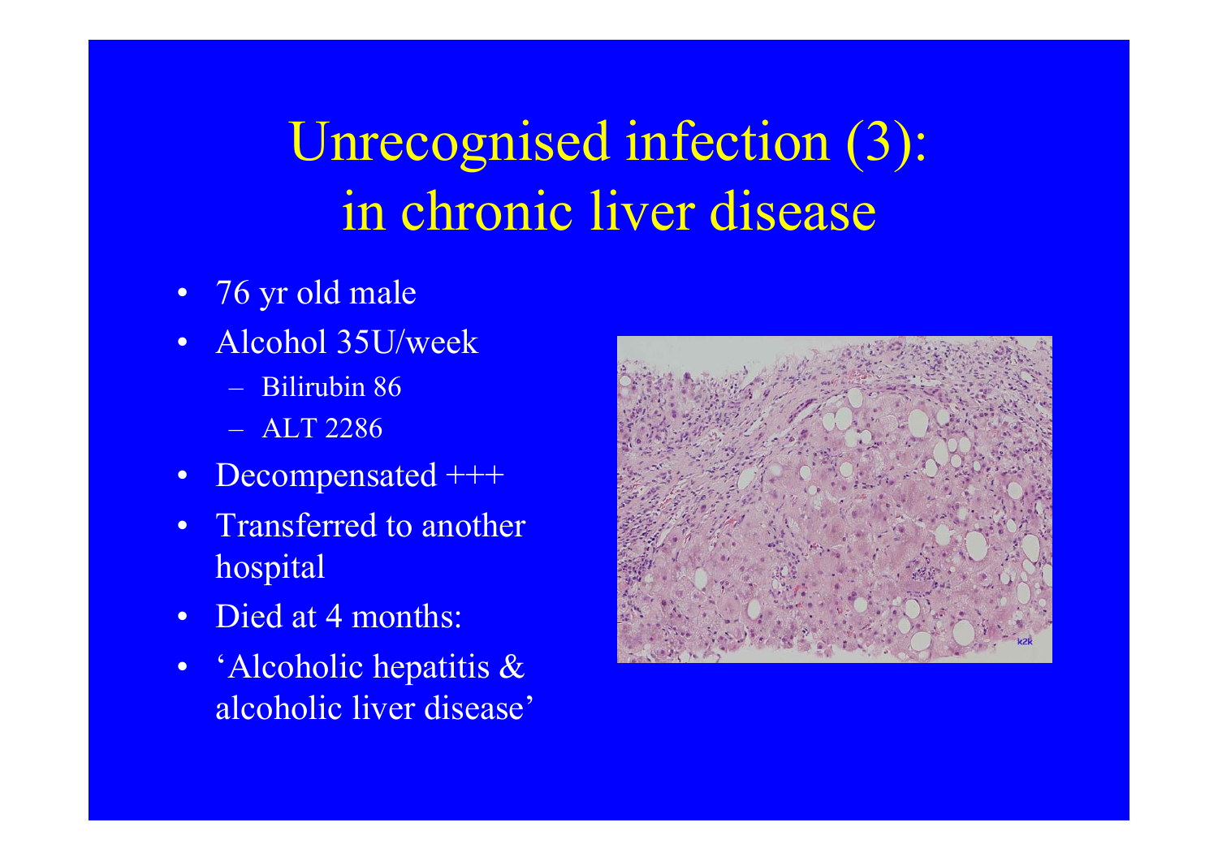# Unrecognised infection (3): in chronic liver disease

- 76 yr old male
- Alcohol 35U/week
  - Bilirubin 86
  - ALT 2286
- Decompensated +++
- Transferred to another hospital
- Died at 4 months:
- 'Alcoholic hepatitis & alcoholic liver disease'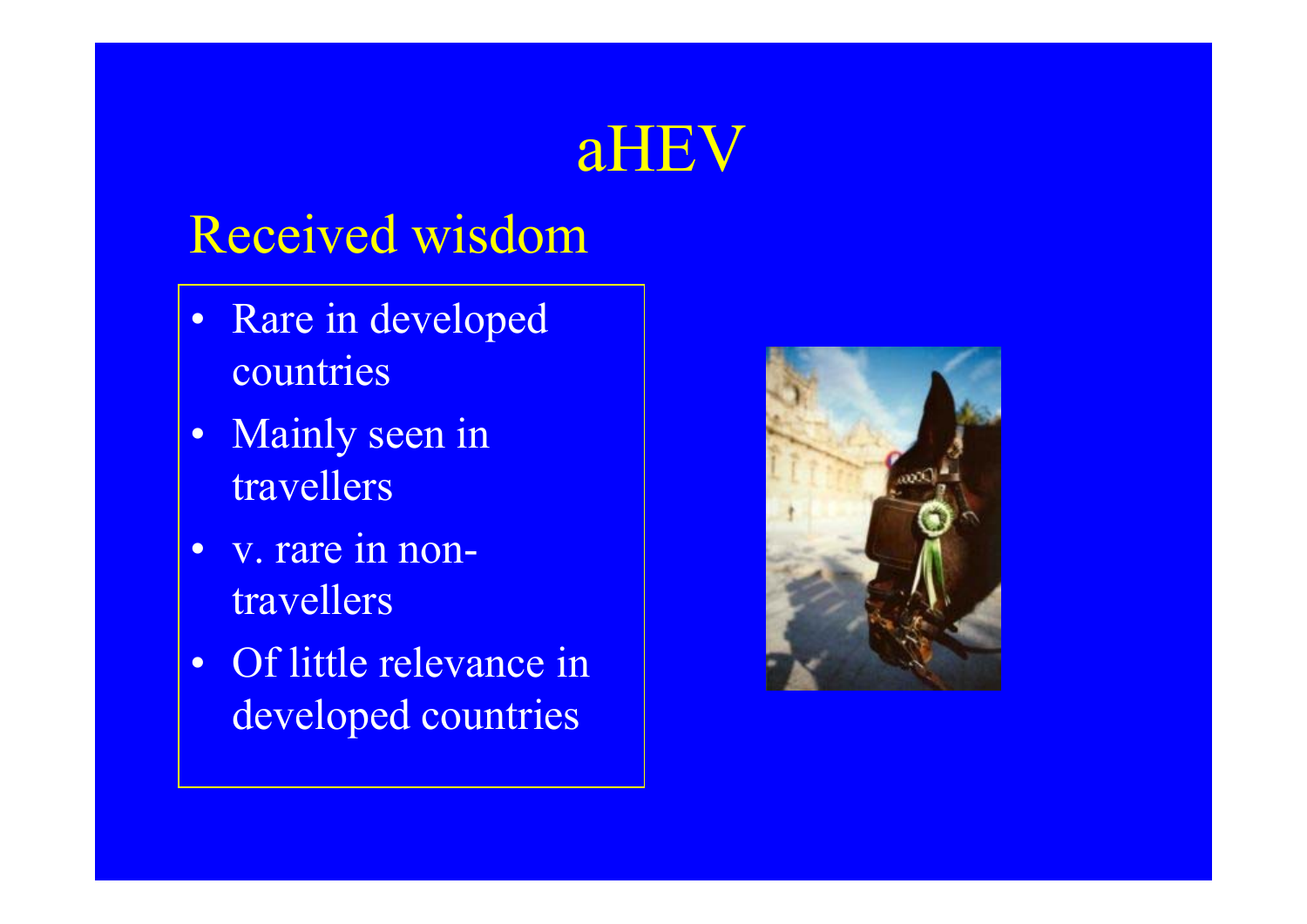# aHEV

## Received wisdom

- Rare in developed countries
- Mainly seen in travellers
- v. rare in non-travellers
- Of little relevance in developed countries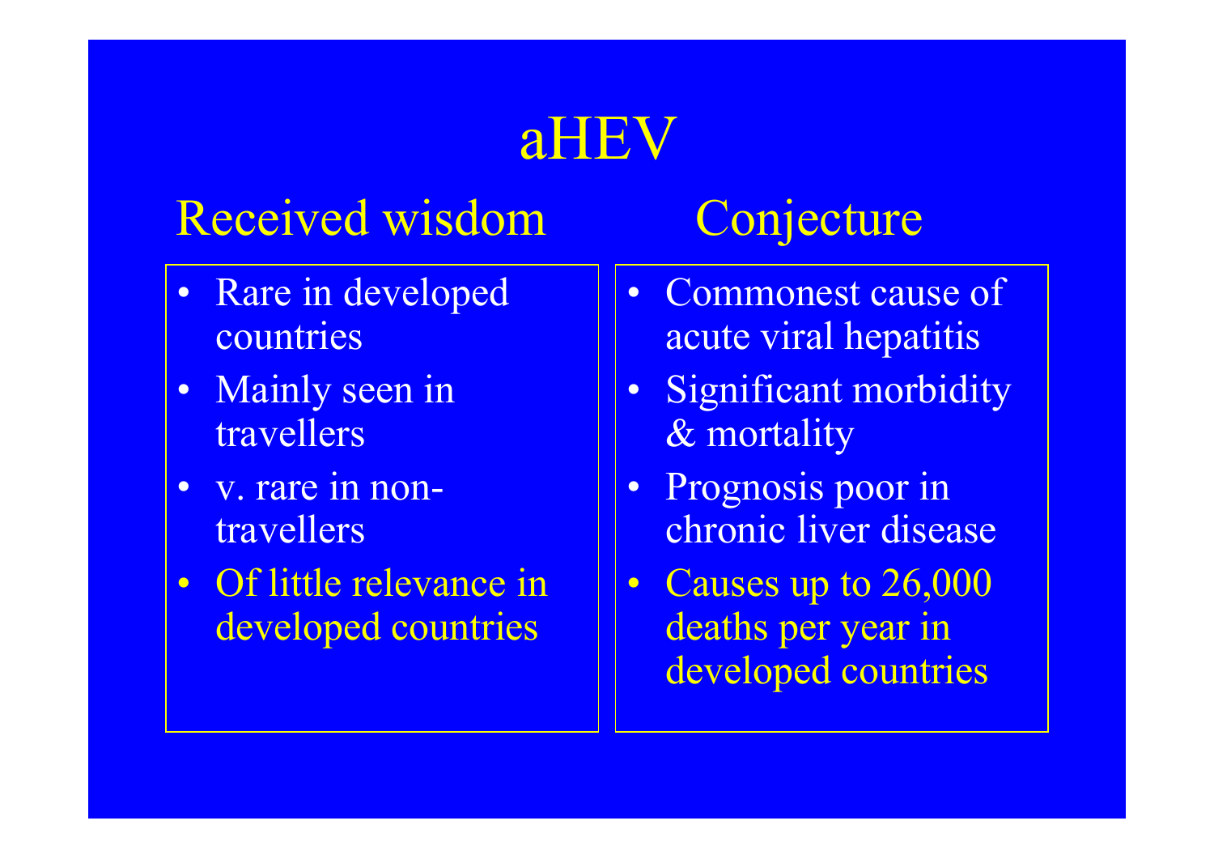# aHEV

## Received wisdom

- Rare in developed countries
- Mainly seen in travellers
- v. rare in non-travellers
- Of little relevance in developed countries

## Conjecture

- Commonest cause of acute viral hepatitis
- Significant morbidity & mortality
- Prognosis poor in chronic liver disease
- Causes up to 26,000 deaths per year in developed countries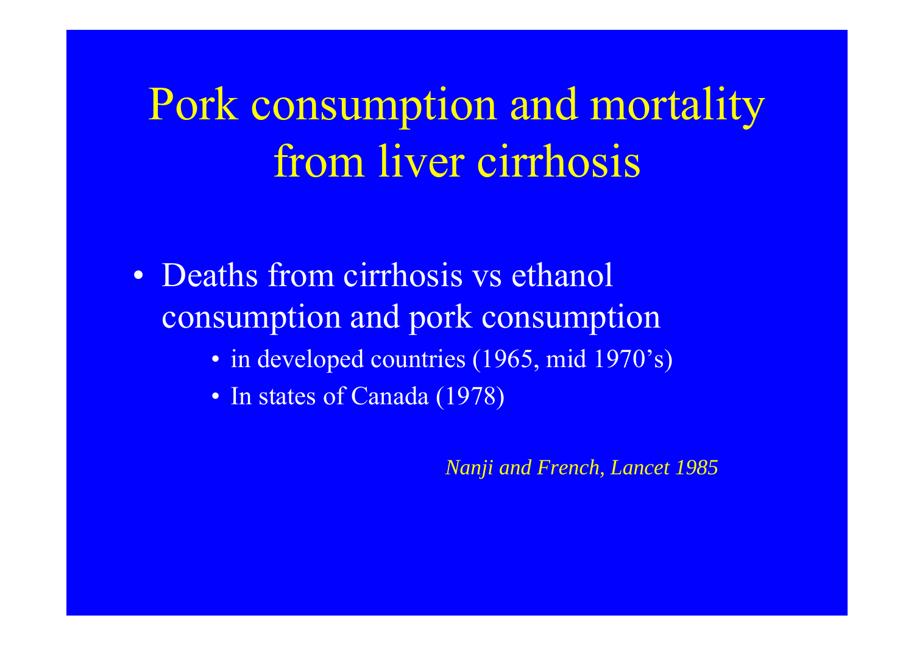# Pork consumption and mortality from liver cirrhosis

- Deaths from cirrhosis vs ethanol consumption and pork consumption
  - in developed countries (1965, mid 1970's)
  - In states of Canada (1978)

*Nanji and French, Lancet 1985*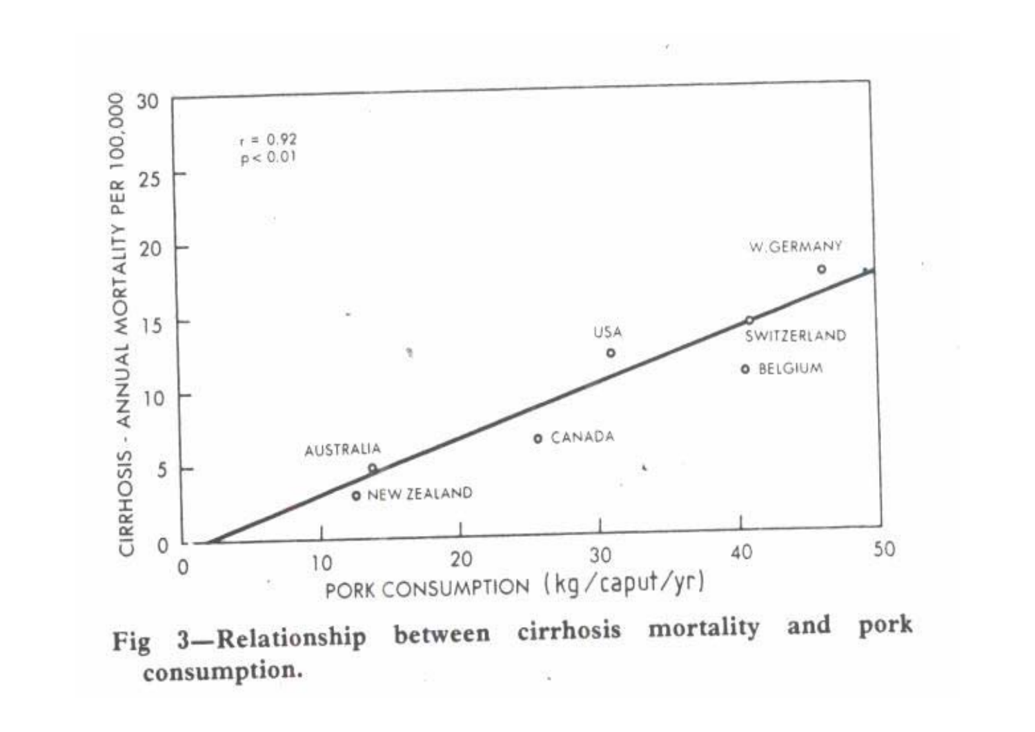Fig 3—Relationship between cirrhosis mortality and pork consumption.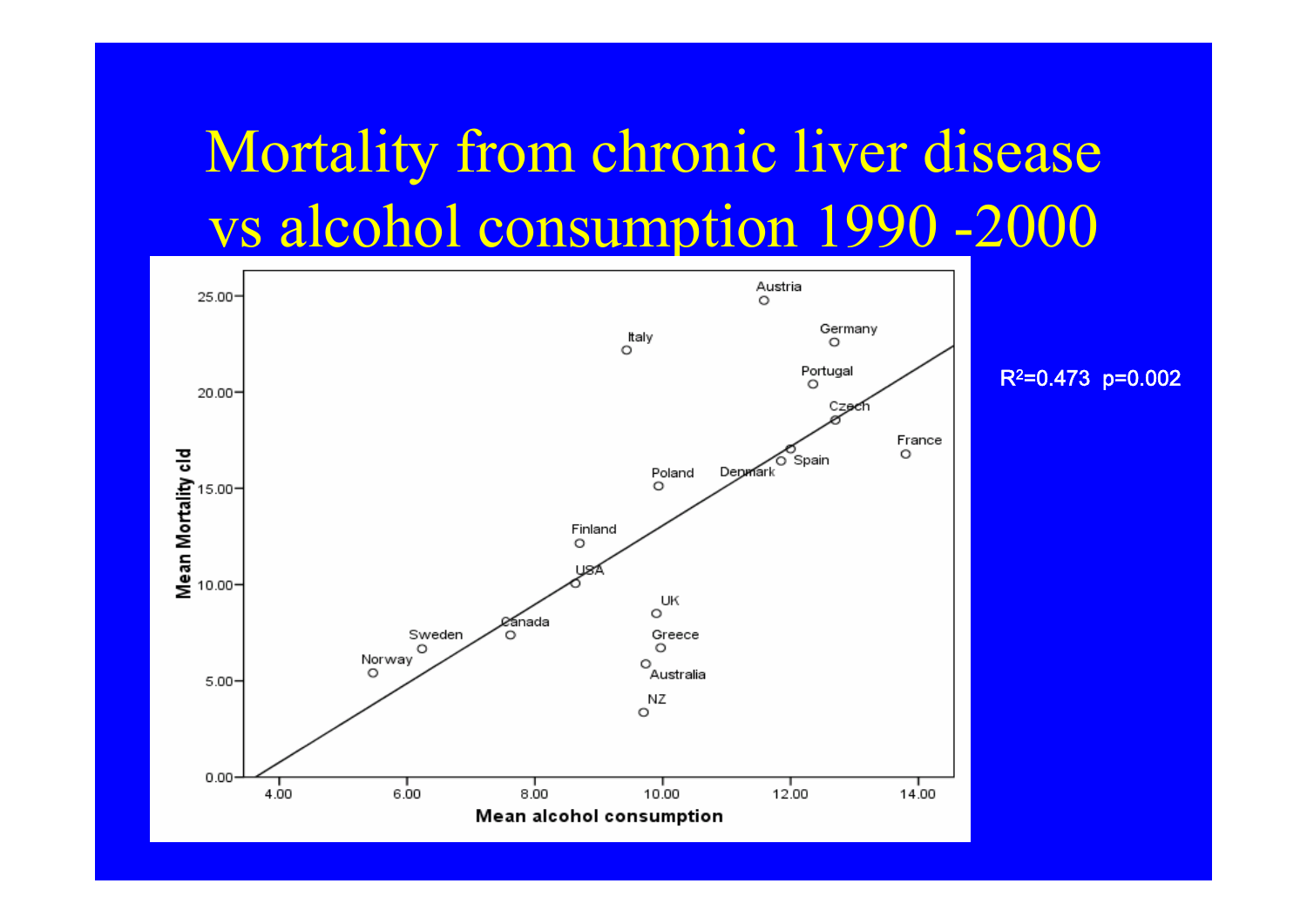# Mortality from chronic liver disease vs alcohol consumption 1990 -2000

$R^2=0.473$ $p=0.002$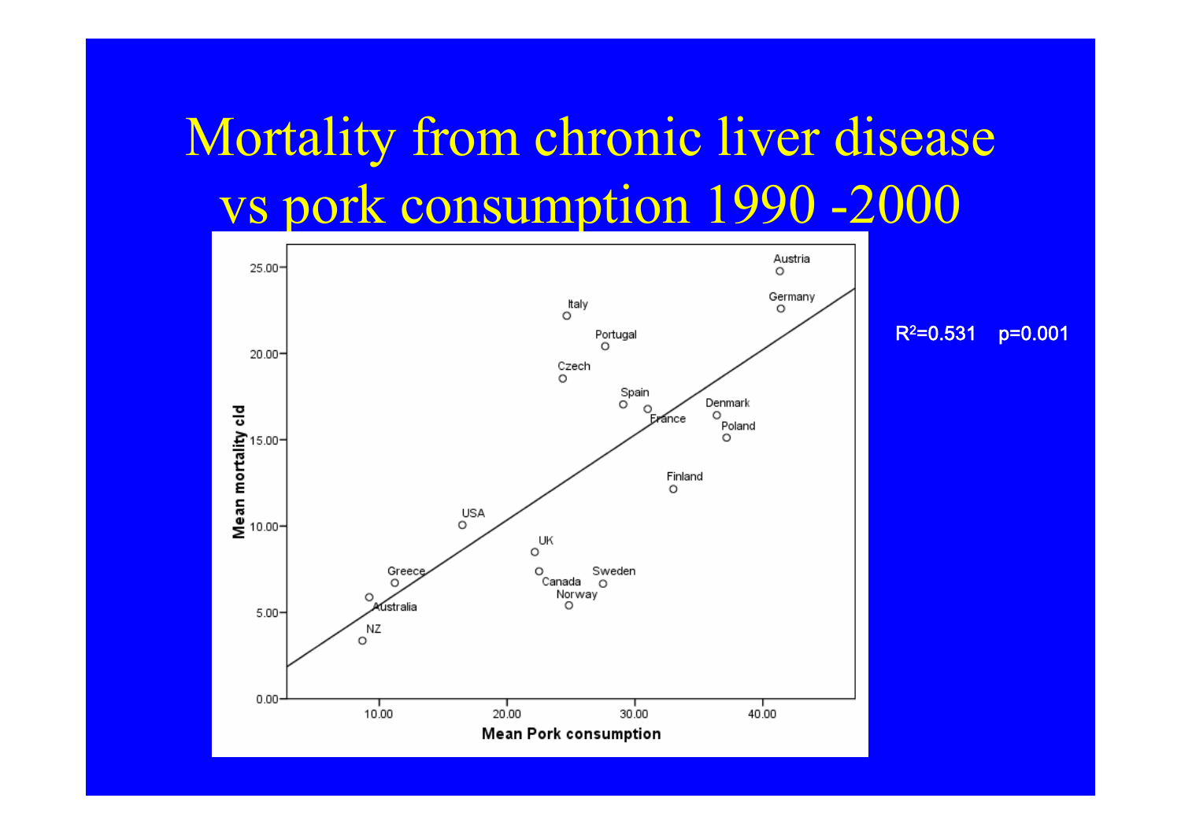# Mortality from chronic liver disease vs pork consumption 1990 -2000

$R^2$=0.531 p=0.001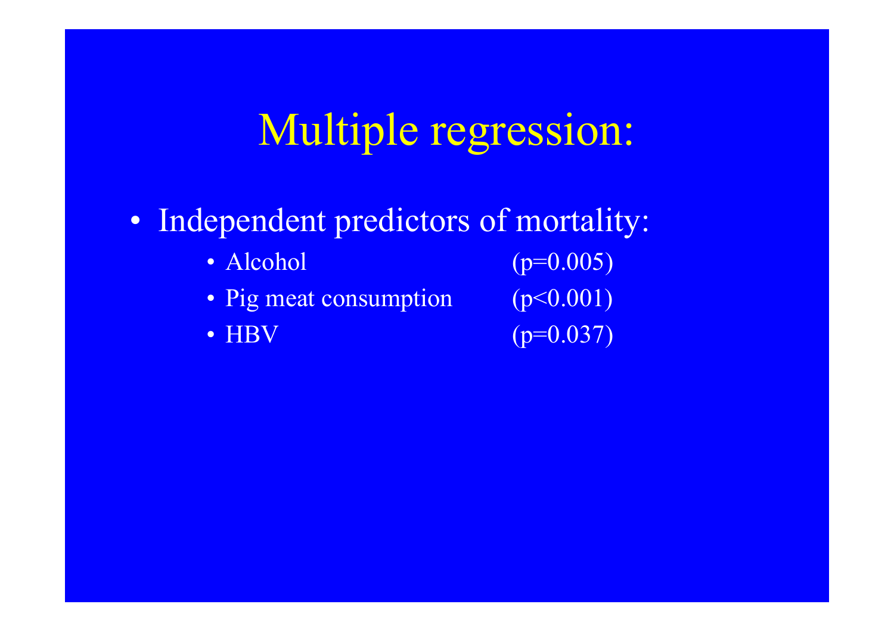# Multiple regression:

- Independent predictors of mortality:
  - Alcohol ($p=0.005$)
  - Pig meat consumption ($p<0.001$)
  - HBV ($p=0.037$)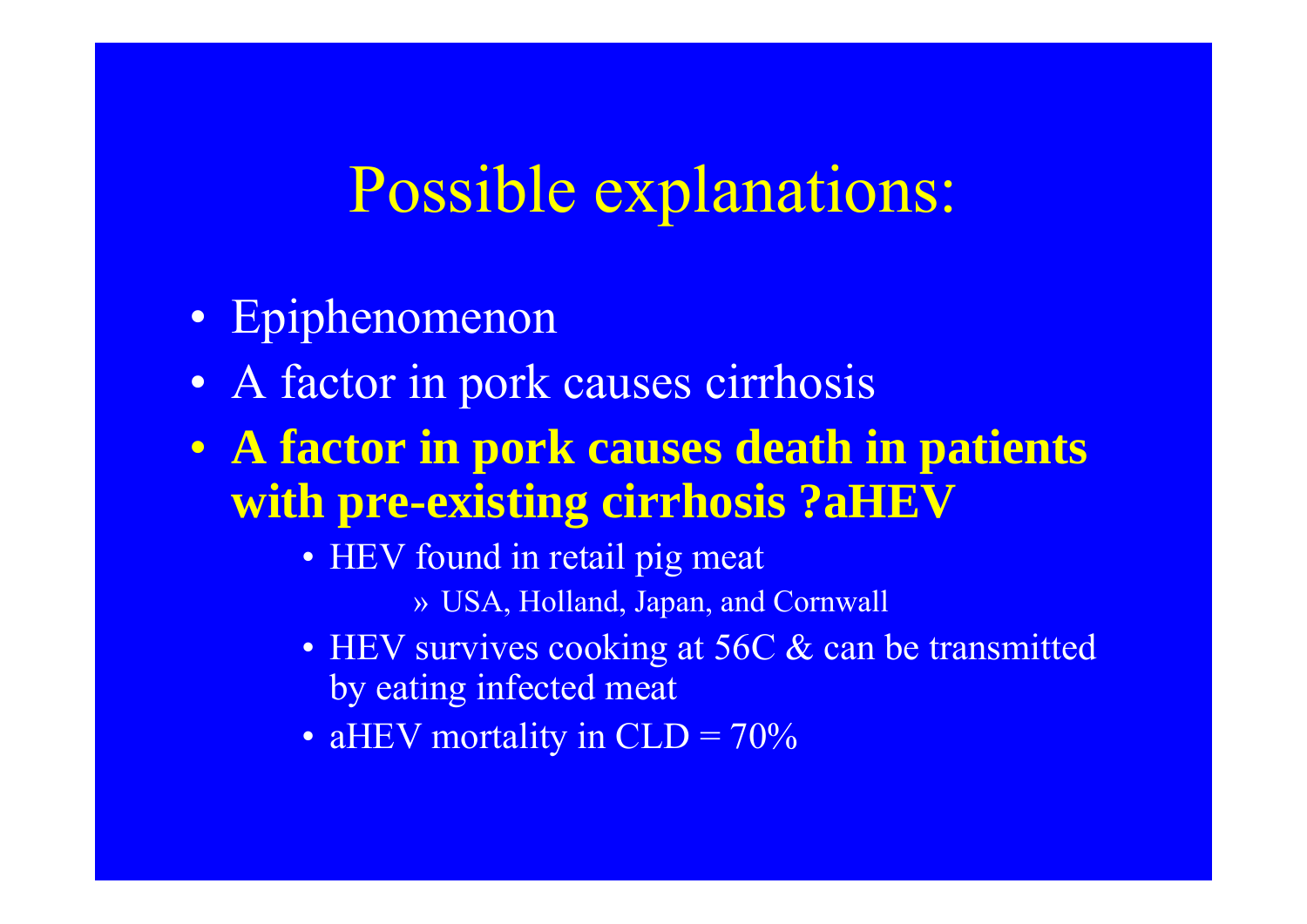# Possible explanations:

- Epiphenomenon
- A factor in pork causes cirrhosis
- **A factor in pork causes death in patients with pre-existing cirrhosis ?aHEV**
  - HEV found in retail pig meat
    - » USA, Holland, Japan, and Cornwall
  - HEV survives cooking at 56C & can be transmitted by eating infected meat
  - aHEV mortality in CLD = 70%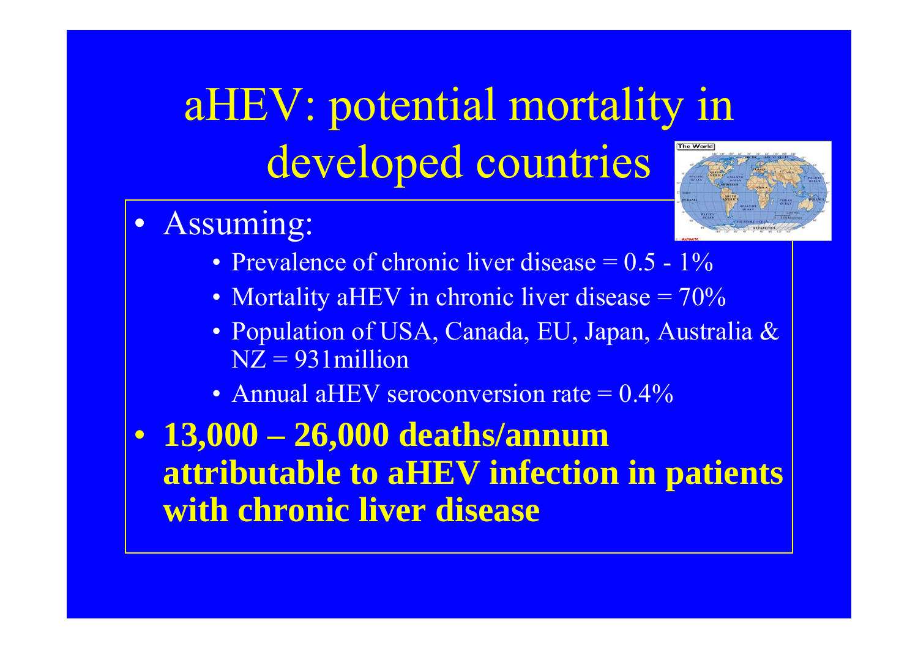# aHEV: potential mortality in developed countries

- Assuming:
  - Prevalence of chronic liver disease = 0.5 - 1%
  - Mortality aHEV in chronic liver disease = 70%
  - Population of USA, Canada, EU, Japan, Australia & NZ = 931million
  - Annual aHEV seroconversion rate = 0.4%
- **13,000 – 26,000 deaths/annum attributable to aHEV infection in patients with chronic liver disease**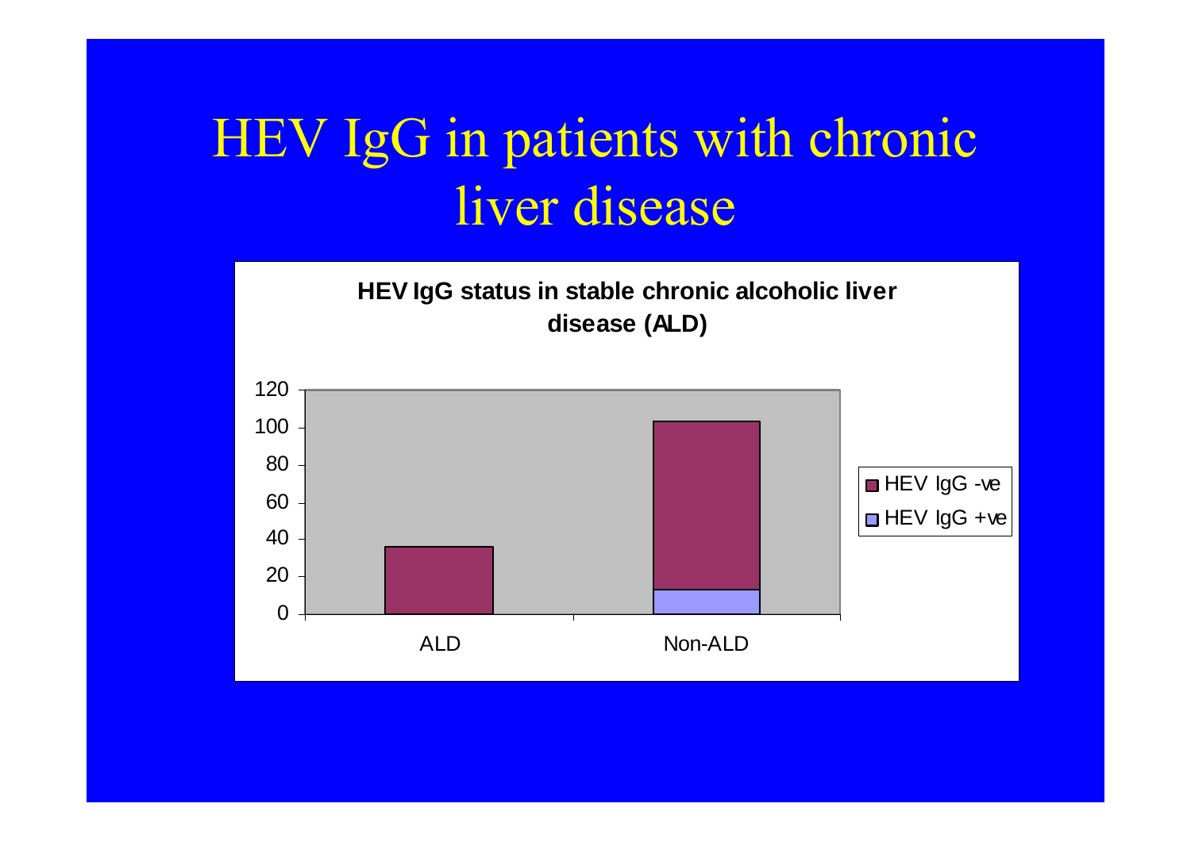# HEV IgG in patients with chronic liver disease

**HEV IgG status in stable chronic alcoholic liver disease (ALD)**

| | HEV IgG -ve | HEV IgG +ve |
|---|---|---|
| ALD | 36 | 0 |
| Non-ALD | 90 | 13 |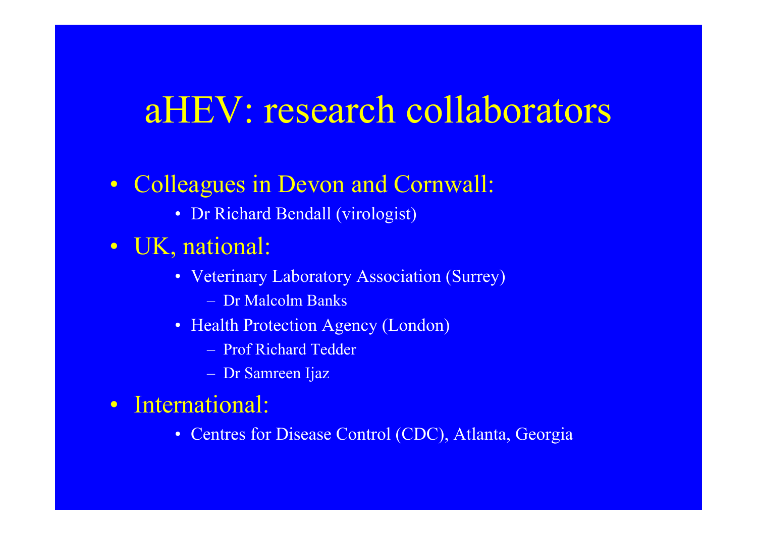# aHEV: research collaborators

- Colleagues in Devon and Cornwall:
    - Dr Richard Bendall (virologist)
- UK, national:
    - Veterinary Laboratory Association (Surrey)
        - Dr Malcolm Banks
    - Health Protection Agency (London)
        - Prof Richard Tedder
        - Dr Samreen Ijaz
- International:
    - Centres for Disease Control (CDC), Atlanta, Georgia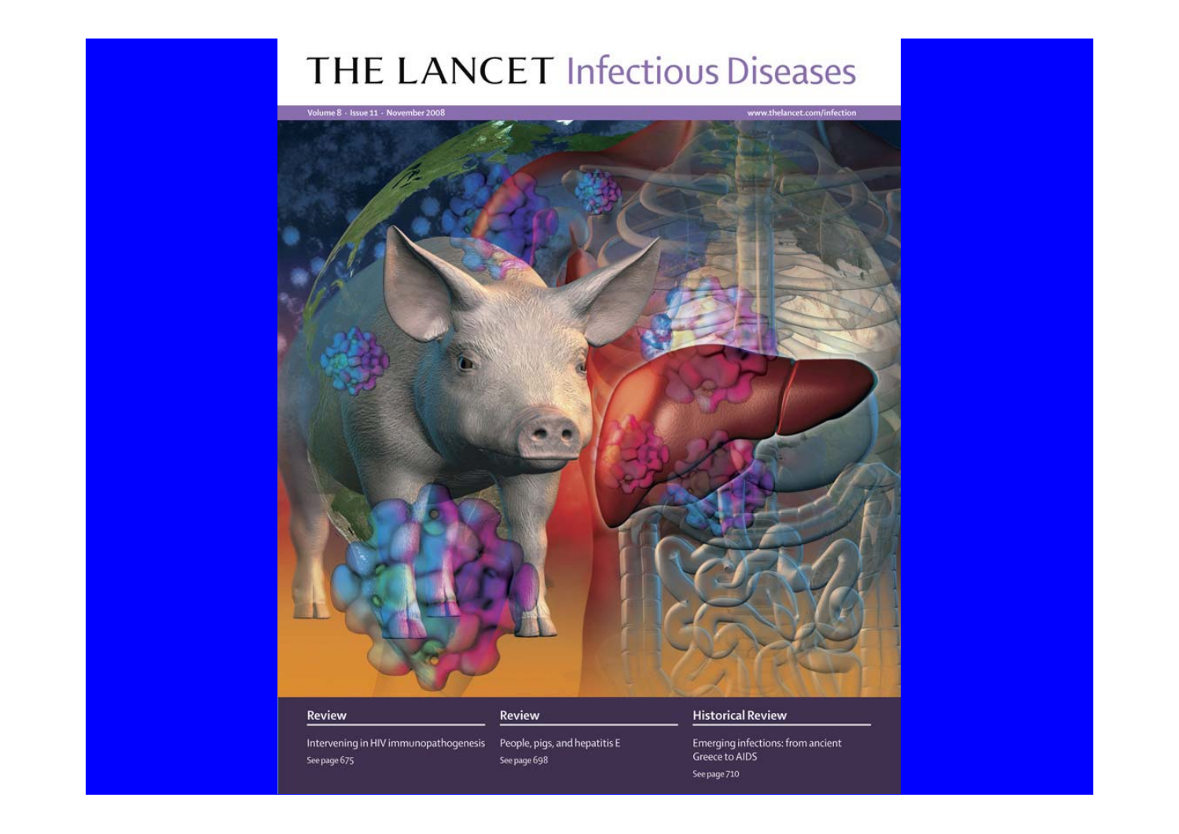# THE LANCET Infectious Diseases

Volume 8 · Issue 11 · November 2008

www.thelancet.com/infection

**Review**

Intervening in HIV immunopathogenesis

See page 675

**Review**

People, pigs, and hepatitis E

See page 698

**Historical Review**

Emerging infections: from ancient Greece to AIDS

See page 710